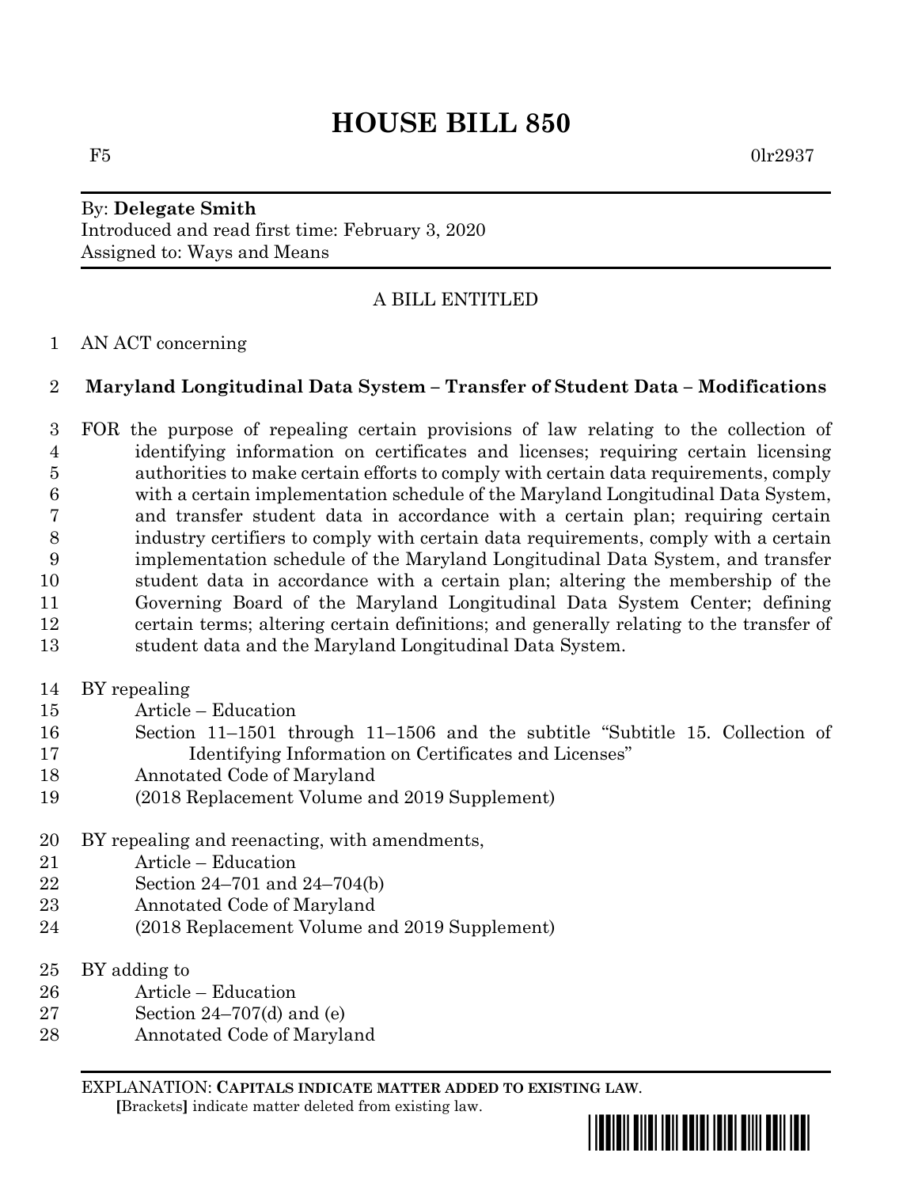# HOUSE BILL 850

F5 0lr2937

By: **Delegate Smith**
Introduced and read first time: February 3, 2020
Assigned to: Ways and Means

A BILL ENTITLED

1 AN ACT concerning

2 **Maryland Longitudinal Data System – Transfer of Student Data – Modifications**

3 FOR the purpose of repealing certain provisions of law relating to the collection of
4 identifying information on certificates and licenses; requiring certain licensing
5 authorities to make certain efforts to comply with certain data requirements, comply
6 with a certain implementation schedule of the Maryland Longitudinal Data System,
7 and transfer student data in accordance with a certain plan; requiring certain
8 industry certifiers to comply with certain data requirements, comply with a certain
9 implementation schedule of the Maryland Longitudinal Data System, and transfer
10 student data in accordance with a certain plan; altering the membership of the
11 Governing Board of the Maryland Longitudinal Data System Center; defining
12 certain terms; altering certain definitions; and generally relating to the transfer of
13 student data and the Maryland Longitudinal Data System.

14 BY repealing
15 Article – Education
16 Section 11–1501 through 11–1506 and the subtitle "Subtitle 15. Collection of
17 Identifying Information on Certificates and Licenses"
18 Annotated Code of Maryland
19 (2018 Replacement Volume and 2019 Supplement)

20 BY repealing and reenacting, with amendments,
21 Article – Education
22 Section 24–701 and 24–704(b)
23 Annotated Code of Maryland
24 (2018 Replacement Volume and 2019 Supplement)

25 BY adding to
26 Article – Education
27 Section 24–707(d) and (e)
28 Annotated Code of Maryland

EXPLANATION: **CAPITALS INDICATE MATTER ADDED TO EXISTING LAW**.
**[**Brackets**]** indicate matter deleted from existing law.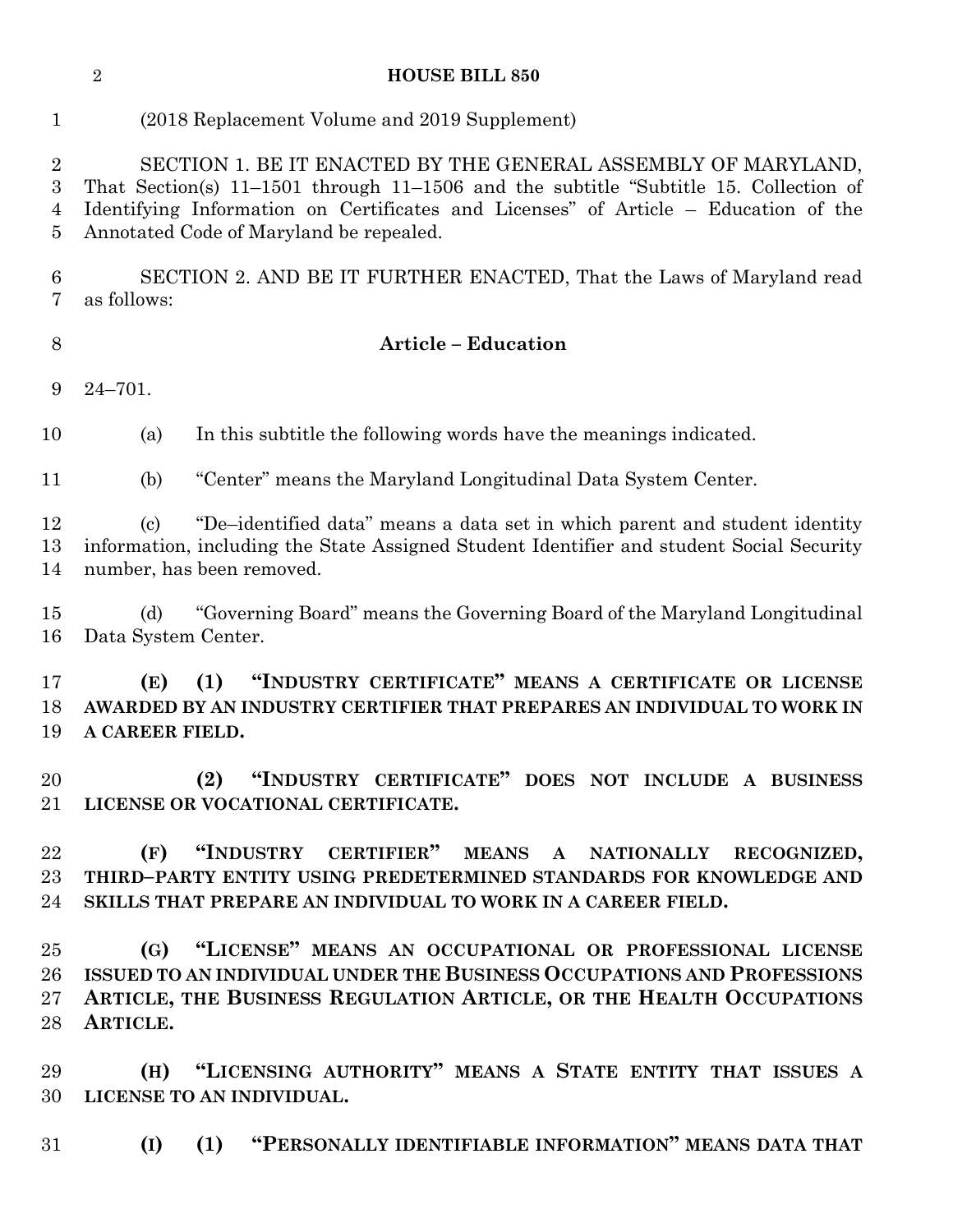(2018 Replacement Volume and 2019 Supplement)

SECTION 1. BE IT ENACTED BY THE GENERAL ASSEMBLY OF MARYLAND, That Section(s) 11–1501 through 11–1506 and the subtitle "Subtitle 15. Collection of Identifying Information on Certificates and Licenses" of Article – Education of the Annotated Code of Maryland be repealed.

SECTION 2. AND BE IT FURTHER ENACTED, That the Laws of Maryland read as follows:

**Article – Education**

24–701.

(a) In this subtitle the following words have the meanings indicated.

(b) "Center" means the Maryland Longitudinal Data System Center.

(c) "De–identified data" means a data set in which parent and student identity information, including the State Assigned Student Identifier and student Social Security number, has been removed.

(d) "Governing Board" means the Governing Board of the Maryland Longitudinal Data System Center.

**(E) (1) "INDUSTRY CERTIFICATE" MEANS A CERTIFICATE OR LICENSE AWARDED BY AN INDUSTRY CERTIFIER THAT PREPARES AN INDIVIDUAL TO WORK IN A CAREER FIELD.**

**(2) "INDUSTRY CERTIFICATE" DOES NOT INCLUDE A BUSINESS LICENSE OR VOCATIONAL CERTIFICATE.**

**(F) "INDUSTRY CERTIFIER" MEANS A NATIONALLY RECOGNIZED, THIRD–PARTY ENTITY USING PREDETERMINED STANDARDS FOR KNOWLEDGE AND SKILLS THAT PREPARE AN INDIVIDUAL TO WORK IN A CAREER FIELD.**

**(G) "LICENSE" MEANS AN OCCUPATIONAL OR PROFESSIONAL LICENSE ISSUED TO AN INDIVIDUAL UNDER THE BUSINESS OCCUPATIONS AND PROFESSIONS ARTICLE, THE BUSINESS REGULATION ARTICLE, OR THE HEALTH OCCUPATIONS ARTICLE.**

**(H) "LICENSING AUTHORITY" MEANS A STATE ENTITY THAT ISSUES A LICENSE TO AN INDIVIDUAL.**

**(I) (1) "PERSONALLY IDENTIFIABLE INFORMATION" MEANS DATA THAT**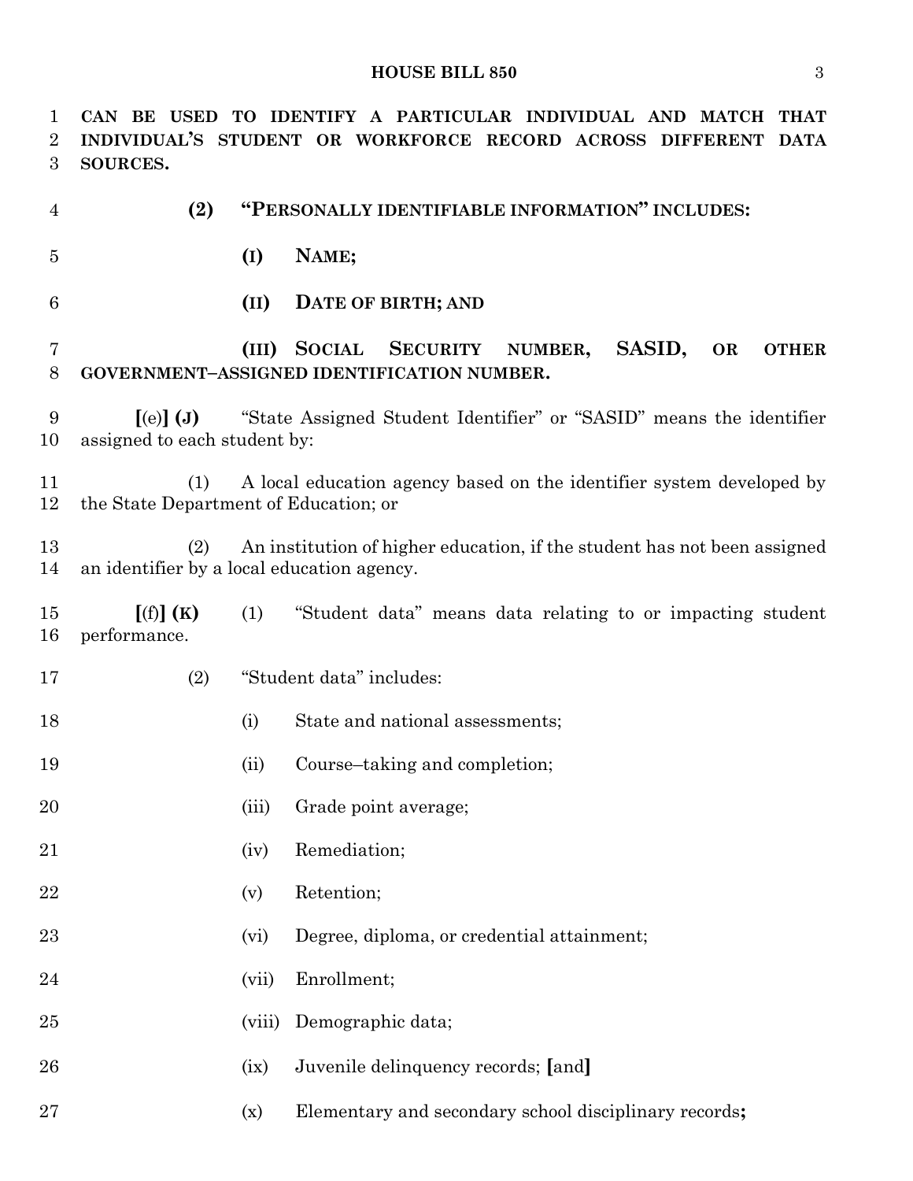CAN BE USED TO IDENTIFY A PARTICULAR INDIVIDUAL AND MATCH THAT INDIVIDUAL'S STUDENT OR WORKFORCE RECORD ACROSS DIFFERENT DATA SOURCES.

**(2) "PERSONALLY IDENTIFIABLE INFORMATION" INCLUDES:**

**(I) NAME;**

**(II) DATE OF BIRTH; AND**

**(III) SOCIAL SECURITY NUMBER, SASID, OR OTHER GOVERNMENT–ASSIGNED IDENTIFICATION NUMBER.**

**[**(e)**] (J)** "State Assigned Student Identifier" or "SASID" means the identifier assigned to each student by:

(1) A local education agency based on the identifier system developed by the State Department of Education; or

(2) An institution of higher education, if the student has not been assigned an identifier by a local education agency.

**[**(f)**] (K)** (1) "Student data" means data relating to or impacting student performance.

(2) "Student data" includes:

(i) State and national assessments;

(ii) Course–taking and completion;

(iii) Grade point average;

(iv) Remediation;

(v) Retention;

(vi) Degree, diploma, or credential attainment;

(vii) Enrollment;

(viii) Demographic data;

(ix) Juvenile delinquency records; **[**and**]**

(x) Elementary and secondary school disciplinary records**;**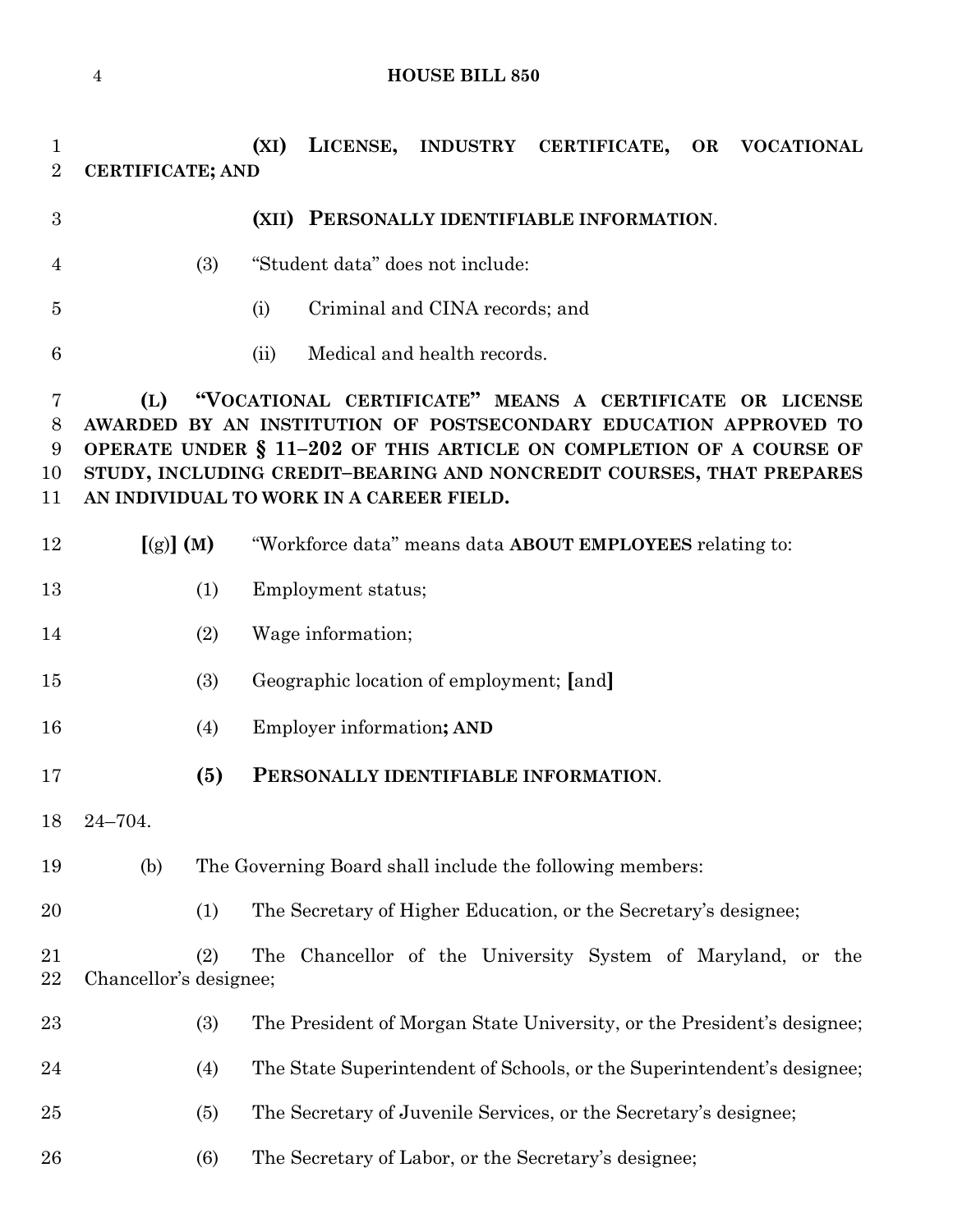**(XI) LICENSE, INDUSTRY CERTIFICATE, OR VOCATIONAL CERTIFICATE; AND**

**(XII) PERSONALLY IDENTIFIABLE INFORMATION**.

(3) "Student data" does not include:

(i) Criminal and CINA records; and

(ii) Medical and health records.

**(L) "VOCATIONAL CERTIFICATE" MEANS A CERTIFICATE OR LICENSE AWARDED BY AN INSTITUTION OF POSTSECONDARY EDUCATION APPROVED TO OPERATE UNDER § 11–202 OF THIS ARTICLE ON COMPLETION OF A COURSE OF STUDY, INCLUDING CREDIT–BEARING AND NONCREDIT COURSES, THAT PREPARES AN INDIVIDUAL TO WORK IN A CAREER FIELD.**

**[**(g)**] (M)** "Workforce data" means data **ABOUT EMPLOYEES** relating to:

(1) Employment status;

(2) Wage information;

(3) Geographic location of employment; **[**and**]**

(4) Employer information**; AND**

**(5) PERSONALLY IDENTIFIABLE INFORMATION**.

24–704.

(b) The Governing Board shall include the following members:

(1) The Secretary of Higher Education, or the Secretary's designee;

(2) The Chancellor of the University System of Maryland, or the Chancellor's designee;

(3) The President of Morgan State University, or the President's designee;

(4) The State Superintendent of Schools, or the Superintendent's designee;

(5) The Secretary of Juvenile Services, or the Secretary's designee;

(6) The Secretary of Labor, or the Secretary's designee;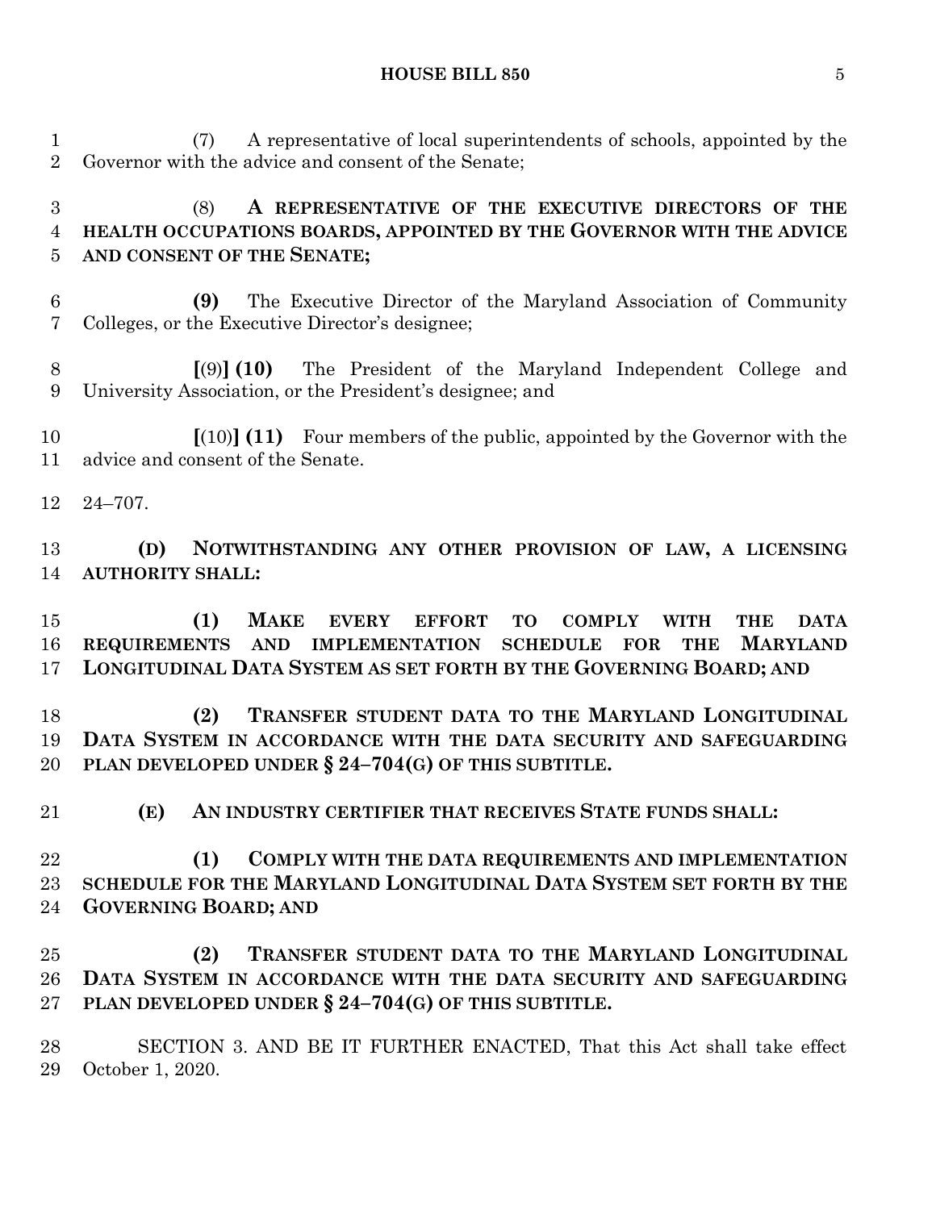(7) A representative of local superintendents of schools, appointed by the Governor with the advice and consent of the Senate;

(8) **A REPRESENTATIVE OF THE EXECUTIVE DIRECTORS OF THE HEALTH OCCUPATIONS BOARDS, APPOINTED BY THE GOVERNOR WITH THE ADVICE AND CONSENT OF THE SENATE;**

**(9)** The Executive Director of the Maryland Association of Community Colleges, or the Executive Director's designee;

**[**(9)**] (10)** The President of the Maryland Independent College and University Association, or the President's designee; and

**[**(10)**] (11)** Four members of the public, appointed by the Governor with the advice and consent of the Senate.

24–707.

**(D) NOTWITHSTANDING ANY OTHER PROVISION OF LAW, A LICENSING AUTHORITY SHALL:**

**(1) MAKE EVERY EFFORT TO COMPLY WITH THE DATA REQUIREMENTS AND IMPLEMENTATION SCHEDULE FOR THE MARYLAND LONGITUDINAL DATA SYSTEM AS SET FORTH BY THE GOVERNING BOARD; AND**

**(2) TRANSFER STUDENT DATA TO THE MARYLAND LONGITUDINAL DATA SYSTEM IN ACCORDANCE WITH THE DATA SECURITY AND SAFEGUARDING PLAN DEVELOPED UNDER § 24–704(G) OF THIS SUBTITLE.**

**(E) AN INDUSTRY CERTIFIER THAT RECEIVES STATE FUNDS SHALL:**

**(1) COMPLY WITH THE DATA REQUIREMENTS AND IMPLEMENTATION SCHEDULE FOR THE MARYLAND LONGITUDINAL DATA SYSTEM SET FORTH BY THE GOVERNING BOARD; AND**

**(2) TRANSFER STUDENT DATA TO THE MARYLAND LONGITUDINAL DATA SYSTEM IN ACCORDANCE WITH THE DATA SECURITY AND SAFEGUARDING PLAN DEVELOPED UNDER § 24–704(G) OF THIS SUBTITLE.**

SECTION 3. AND BE IT FURTHER ENACTED, That this Act shall take effect October 1, 2020.